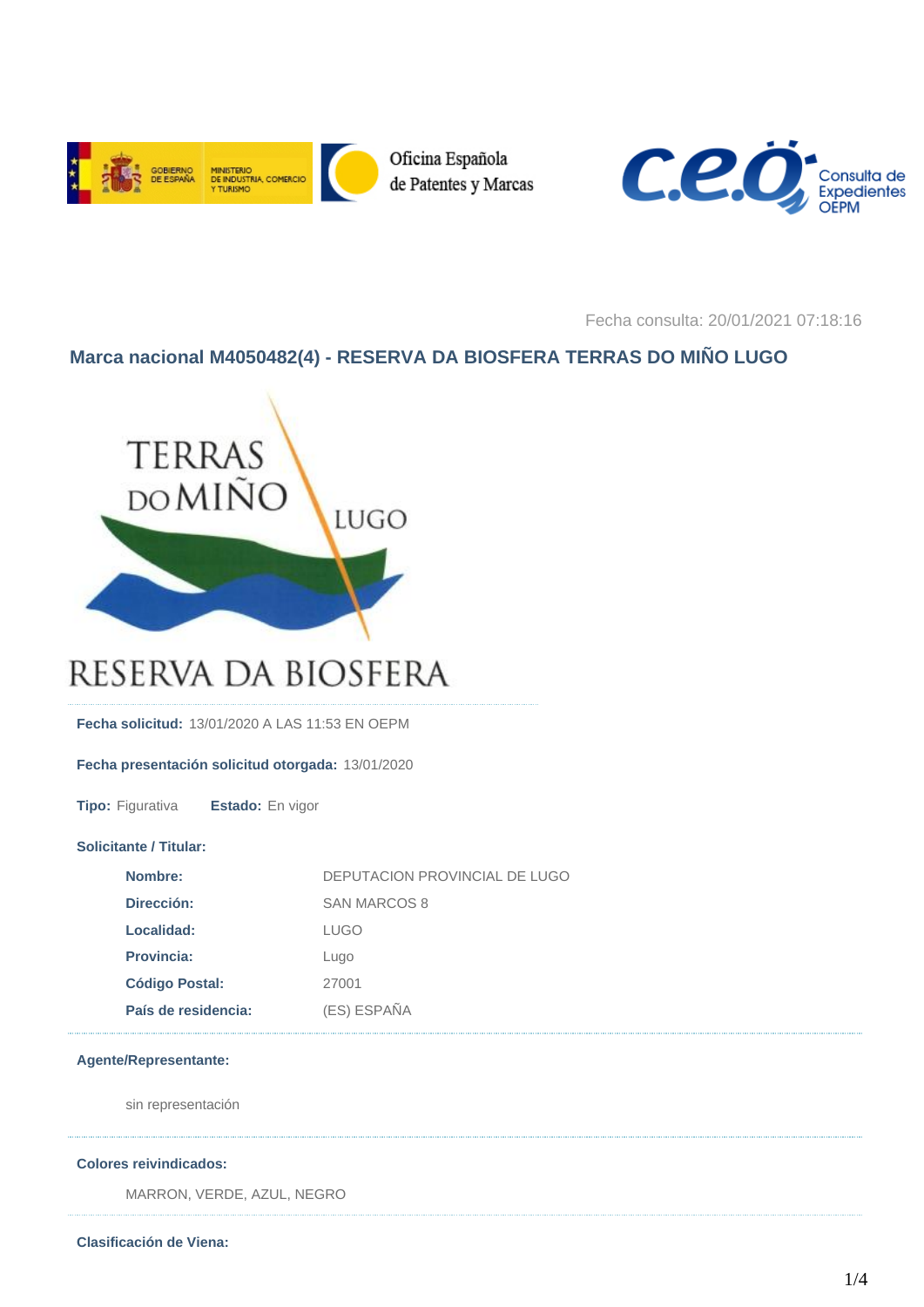Fecha consulta: 20/01/2021 07:18:16

## Marca nacional M4050482(4) - RESERVA DA BIOSFERA TERRAS DO MIÑO LUGO

**Fecha solicitud:** 13/01/2020 A LAS 11:53 EN OEPM

**Fecha presentación solicitud otorgada:** 13/01/2020

**Tipo:** Figurativa **Estado:** En vigor

**Solicitante / Titular:**

| | |
|---|---|
| **Nombre:** | DEPUTACION PROVINCIAL DE LUGO |
| **Dirección:** | SAN MARCOS 8 |
| **Localidad:** | LUGO |
| **Provincia:** | Lugo |
| **Código Postal:** | 27001 |
| **País de residencia:** | (ES) ESPAÑA |

**Agente/Representante:**

sin representación

**Colores reivindicados:**

MARRON, VERDE, AZUL, NEGRO

**Clasificación de Viena:**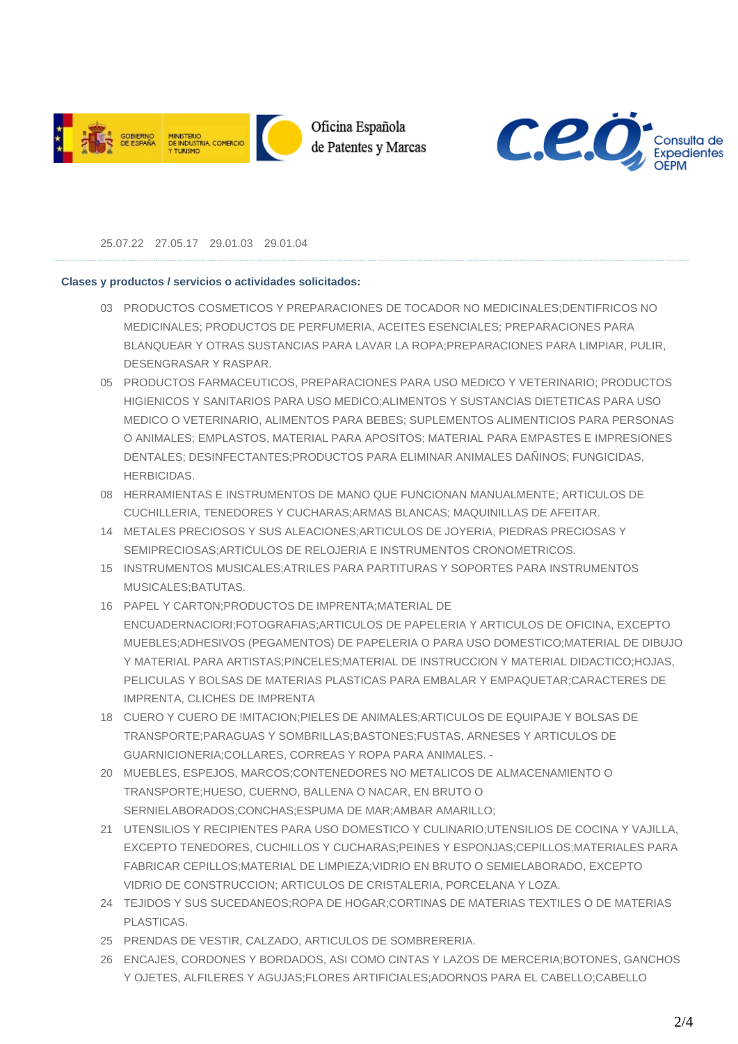25.07.22 27.05.17 29.01.03 29.01.04

**Clases y productos / servicios o actividades solicitados:**

03 PRODUCTOS COSMETICOS Y PREPARACIONES DE TOCADOR NO MEDICINALES;DENTIFRICOS NO MEDICINALES; PRODUCTOS DE PERFUMERIA, ACEITES ESENCIALES; PREPARACIONES PARA BLANQUEAR Y OTRAS SUSTANCIAS PARA LAVAR LA ROPA;PREPARACIONES PARA LIMPIAR, PULIR, DESENGRASAR Y RASPAR.

05 PRODUCTOS FARMACEUTICOS, PREPARACIONES PARA USO MEDICO Y VETERINARIO; PRODUCTOS HIGIENICOS Y SANITARIOS PARA USO MEDICO;ALIMENTOS Y SUSTANCIAS DIETETICAS PARA USO MEDICO O VETERINARIO, ALIMENTOS PARA BEBES; SUPLEMENTOS ALIMENTICIOS PARA PERSONAS O ANIMALES; EMPLASTOS, MATERIAL PARA APOSITOS; MATERIAL PARA EMPASTES E IMPRESIONES DENTALES; DESINFECTANTES;PRODUCTOS PARA ELIMINAR ANIMALES DAÑINOS; FUNGICIDAS, HERBICIDAS.

08 HERRAMIENTAS E INSTRUMENTOS DE MANO QUE FUNCIONAN MANUALMENTE; ARTICULOS DE CUCHILLERIA, TENEDORES Y CUCHARAS;ARMAS BLANCAS; MAQUINILLAS DE AFEITAR.

14 METALES PRECIOSOS Y SUS ALEACIONES;ARTICULOS DE JOYERIA, PIEDRAS PRECIOSAS Y SEMIPRECIOSAS;ARTICULOS DE RELOJERIA E INSTRUMENTOS CRONOMETRICOS.

15 INSTRUMENTOS MUSICALES;ATRILES PARA PARTITURAS Y SOPORTES PARA INSTRUMENTOS MUSICALES;BATUTAS.

16 PAPEL Y CARTON;PRODUCTOS DE IMPRENTA;MATERIAL DE ENCUADERNACIORI;FOTOGRAFIAS;ARTICULOS DE PAPELERIA Y ARTICULOS DE OFICINA, EXCEPTO MUEBLES;ADHESIVOS (PEGAMENTOS) DE PAPELERIA O PARA USO DOMESTICO;MATERIAL DE DIBUJO Y MATERIAL PARA ARTISTAS;PINCELES;MATERIAL DE INSTRUCCION Y MATERIAL DIDACTICO;HOJAS, PELICULAS Y BOLSAS DE MATERIAS PLASTICAS PARA EMBALAR Y EMPAQUETAR;CARACTERES DE IMPRENTA, CLICHES DE IMPRENTA

18 CUERO Y CUERO DE !MITACION;PIELES DE ANIMALES;ARTICULOS DE EQUIPAJE Y BOLSAS DE TRANSPORTE;PARAGUAS Y SOMBRILLAS;BASTONES;FUSTAS, ARNESES Y ARTICULOS DE GUARNICIONERIA;COLLARES, CORREAS Y ROPA PARA ANIMALES. -

20 MUEBLES, ESPEJOS, MARCOS;CONTENEDORES NO METALICOS DE ALMACENAMIENTO O TRANSPORTE;HUESO, CUERNO, BALLENA O NACAR, EN BRUTO O SERNIELABORADOS;CONCHAS;ESPUMA DE MAR;AMBAR AMARILLO;

21 UTENSILIOS Y RECIPIENTES PARA USO DOMESTICO Y CULINARIO;UTENSILIOS DE COCINA Y VAJILLA, EXCEPTO TENEDORES, CUCHILLOS Y CUCHARAS;PEINES Y ESPONJAS;CEPILLOS;MATERIALES PARA FABRICAR CEPILLOS;MATERIAL DE LIMPIEZA;VIDRIO EN BRUTO O SEMIELABORADO, EXCEPTO VIDRIO DE CONSTRUCCION; ARTICULOS DE CRISTALERIA, PORCELANA Y LOZA.

24 TEJIDOS Y SUS SUCEDANEOS;ROPA DE HOGAR;CORTINAS DE MATERIAS TEXTILES O DE MATERIAS PLASTICAS.

25 PRENDAS DE VESTIR, CALZADO, ARTICULOS DE SOMBRERERIA.

26 ENCAJES, CORDONES Y BORDADOS, ASI COMO CINTAS Y LAZOS DE MERCERIA;BOTONES, GANCHOS Y OJETES, ALFILERES Y AGUJAS;FLORES ARTIFICIALES;ADORNOS PARA EL CABELLO;CABELLO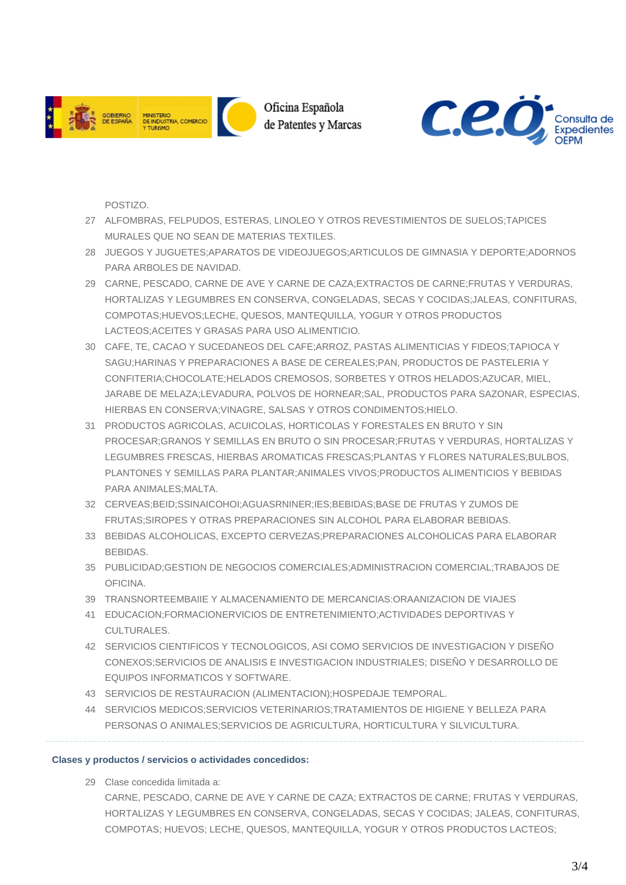POSTIZO.

27 ALFOMBRAS, FELPUDOS, ESTERAS, LINOLEO Y OTROS REVESTIMIENTOS DE SUELOS;TAPICES MURALES QUE NO SEAN DE MATERIAS TEXTILES.

28 JUEGOS Y JUGUETES;APARATOS DE VIDEOJUEGOS;ARTICULOS DE GIMNASIA Y DEPORTE;ADORNOS PARA ARBOLES DE NAVIDAD.

29 CARNE, PESCADO, CARNE DE AVE Y CARNE DE CAZA;EXTRACTOS DE CARNE;FRUTAS Y VERDURAS, HORTALIZAS Y LEGUMBRES EN CONSERVA, CONGELADAS, SECAS Y COCIDAS;JALEAS, CONFITURAS, COMPOTAS;HUEVOS;LECHE, QUESOS, MANTEQUILLA, YOGUR Y OTROS PRODUCTOS LACTEOS;ACEITES Y GRASAS PARA USO ALIMENTICIO.

30 CAFE, TE, CACAO Y SUCEDANEOS DEL CAFE;ARROZ, PASTAS ALIMENTICIAS Y FIDEOS;TAPIOCA Y SAGU;HARINAS Y PREPARACIONES A BASE DE CEREALES;PAN, PRODUCTOS DE PASTELERIA Y CONFITERIA;CHOCOLATE;HELADOS CREMOSOS, SORBETES Y OTROS HELADOS;AZUCAR, MIEL, JARABE DE MELAZA;LEVADURA, POLVOS DE HORNEAR;SAL, PRODUCTOS PARA SAZONAR, ESPECIAS, HIERBAS EN CONSERVA;VINAGRE, SALSAS Y OTROS CONDIMENTOS;HIELO.

31 PRODUCTOS AGRICOLAS, ACUICOLAS, HORTICOLAS Y FORESTALES EN BRUTO Y SIN PROCESAR;GRANOS Y SEMILLAS EN BRUTO O SIN PROCESAR;FRUTAS Y VERDURAS, HORTALIZAS Y LEGUMBRES FRESCAS, HIERBAS AROMATICAS FRESCAS;PLANTAS Y FLORES NATURALES;BULBOS, PLANTONES Y SEMILLAS PARA PLANTAR;ANIMALES VIVOS;PRODUCTOS ALIMENTICIOS Y BEBIDAS PARA ANIMALES;MALTA.

32 CERVEAS;BEID;SSINAICOHOI;AGUASRNINER;IES;BEBIDAS;BASE DE FRUTAS Y ZUMOS DE FRUTAS;SIROPES Y OTRAS PREPARACIONES SIN ALCOHOL PARA ELABORAR BEBIDAS.

33 BEBIDAS ALCOHOLICAS, EXCEPTO CERVEZAS;PREPARACIONES ALCOHOLICAS PARA ELABORAR BEBIDAS.

35 PUBLICIDAD;GESTION DE NEGOCIOS COMERCIALES;ADMINISTRACION COMERCIAL;TRABAJOS DE OFICINA.

39 TRANSNORTEEMBAIIE Y ALMACENAMIENTO DE MERCANCIAS:ORAANIZACION DE VIAJES

41 EDUCACION;FORMACIONERVICIOS DE ENTRETENIMIENTO;ACTIVIDADES DEPORTIVAS Y CULTURALES.

42 SERVICIOS CIENTIFICOS Y TECNOLOGICOS, ASI COMO SERVICIOS DE INVESTIGACION Y DISEÑO CONEXOS;SERVICIOS DE ANALISIS E INVESTIGACION INDUSTRIALES; DISEÑO Y DESARROLLO DE EQUIPOS INFORMATICOS Y SOFTWARE.

43 SERVICIOS DE RESTAURACION (ALIMENTACION);HOSPEDAJE TEMPORAL.

44 SERVICIOS MEDICOS;SERVICIOS VETERINARIOS;TRATAMIENTOS DE HIGIENE Y BELLEZA PARA PERSONAS O ANIMALES;SERVICIOS DE AGRICULTURA, HORTICULTURA Y SILVICULTURA.

---

**Clases y productos / servicios o actividades concedidos:**

29 Clase concedida limitada a:
CARNE, PESCADO, CARNE DE AVE Y CARNE DE CAZA; EXTRACTOS DE CARNE; FRUTAS Y VERDURAS, HORTALIZAS Y LEGUMBRES EN CONSERVA, CONGELADAS, SECAS Y COCIDAS; JALEAS, CONFITURAS, COMPOTAS; HUEVOS; LECHE, QUESOS, MANTEQUILLA, YOGUR Y OTROS PRODUCTOS LACTEOS;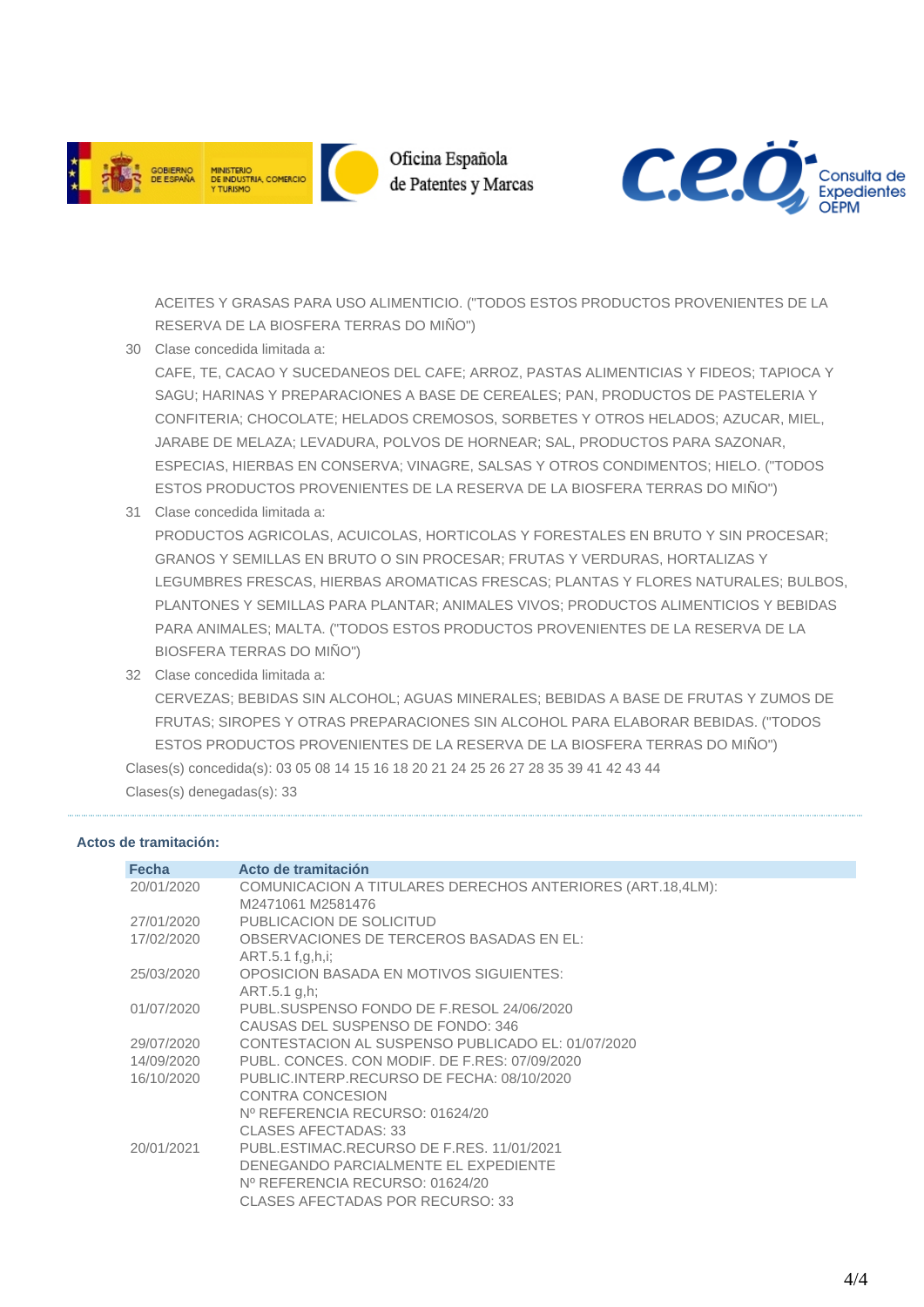ACEITES Y GRASAS PARA USO ALIMENTICIO. ("TODOS ESTOS PRODUCTOS PROVENIENTES DE LA RESERVA DE LA BIOSFERA TERRAS DO MIÑO")

30 Clase concedida limitada a:

CAFE, TE, CACAO Y SUCEDANEOS DEL CAFE; ARROZ, PASTAS ALIMENTICIAS Y FIDEOS; TAPIOCA Y SAGU; HARINAS Y PREPARACIONES A BASE DE CEREALES; PAN, PRODUCTOS DE PASTELERIA Y CONFITERIA; CHOCOLATE; HELADOS CREMOSOS, SORBETES Y OTROS HELADOS; AZUCAR, MIEL, JARABE DE MELAZA; LEVADURA, POLVOS DE HORNEAR; SAL, PRODUCTOS PARA SAZONAR, ESPECIAS, HIERBAS EN CONSERVA; VINAGRE, SALSAS Y OTROS CONDIMENTOS; HIELO. ("TODOS ESTOS PRODUCTOS PROVENIENTES DE LA RESERVA DE LA BIOSFERA TERRAS DO MIÑO")

31 Clase concedida limitada a:

PRODUCTOS AGRICOLAS, ACUICOLAS, HORTICOLAS Y FORESTALES EN BRUTO Y SIN PROCESAR; GRANOS Y SEMILLAS EN BRUTO O SIN PROCESAR; FRUTAS Y VERDURAS, HORTALIZAS Y LEGUMBRES FRESCAS, HIERBAS AROMATICAS FRESCAS; PLANTAS Y FLORES NATURALES; BULBOS, PLANTONES Y SEMILLAS PARA PLANTAR; ANIMALES VIVOS; PRODUCTOS ALIMENTICIOS Y BEBIDAS PARA ANIMALES; MALTA. ("TODOS ESTOS PRODUCTOS PROVENIENTES DE LA RESERVA DE LA BIOSFERA TERRAS DO MIÑO")

32 Clase concedida limitada a:

CERVEZAS; BEBIDAS SIN ALCOHOL; AGUAS MINERALES; BEBIDAS A BASE DE FRUTAS Y ZUMOS DE FRUTAS; SIROPES Y OTRAS PREPARACIONES SIN ALCOHOL PARA ELABORAR BEBIDAS. ("TODOS ESTOS PRODUCTOS PROVENIENTES DE LA RESERVA DE LA BIOSFERA TERRAS DO MIÑO")

Clases(s) concedida(s): 03 05 08 14 15 16 18 20 21 24 25 26 27 28 35 39 41 42 43 44

Clases(s) denegadas(s): 33

**Actos de tramitación:**

| Fecha | Acto de tramitación |
|---|---|
| 20/01/2020 | COMUNICACION A TITULARES DERECHOS ANTERIORES (ART.18,4LM): M2471061 M2581476 |
| 27/01/2020 | PUBLICACION DE SOLICITUD |
| 17/02/2020 | OBSERVACIONES DE TERCEROS BASADAS EN EL: ART.5.1 f,g,h,i; |
| 25/03/2020 | OPOSICION BASADA EN MOTIVOS SIGUIENTES: ART.5.1 g,h; |
| 01/07/2020 | PUBL.SUSPENSO FONDO DE F.RESOL 24/06/2020 CAUSAS DEL SUSPENSO DE FONDO: 346 |
| 29/07/2020 | CONTESTACION AL SUSPENSO PUBLICADO EL: 01/07/2020 |
| 14/09/2020 | PUBL. CONCES. CON MODIF. DE F.RES: 07/09/2020 |
| 16/10/2020 | PUBLIC.INTERP.RECURSO DE FECHA: 08/10/2020 CONTRA CONCESION Nº REFERENCIA RECURSO: 01624/20 CLASES AFECTADAS: 33 |
| 20/01/2021 | PUBL.ESTIMAC.RECURSO DE F.RES. 11/01/2021 DENEGANDO PARCIALMENTE EL EXPEDIENTE Nº REFERENCIA RECURSO: 01624/20 CLASES AFECTADAS POR RECURSO: 33 |